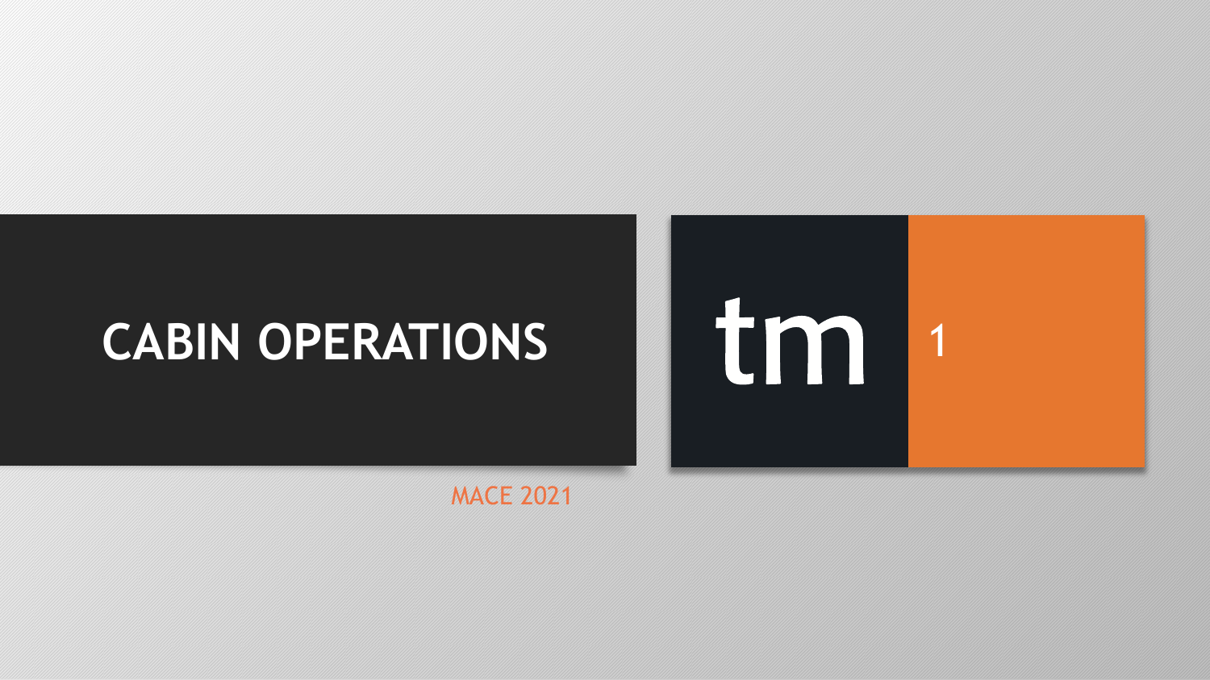# CABIN OPERATIONS

tm 1

MACE 2021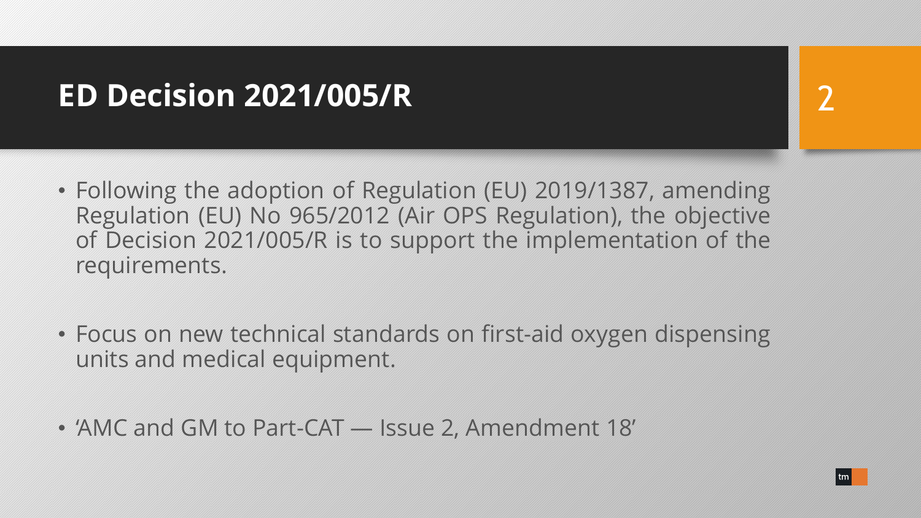# ED Decision 2021/005/R

- Following the adoption of Regulation (EU) 2019/1387, amending Regulation (EU) No 965/2012 (Air OPS Regulation), the objective of Decision 2021/005/R is to support the implementation of the requirements.
- Focus on new technical standards on first-aid oxygen dispensing units and medical equipment.
- 'AMC and GM to Part-CAT — Issue 2, Amendment 18'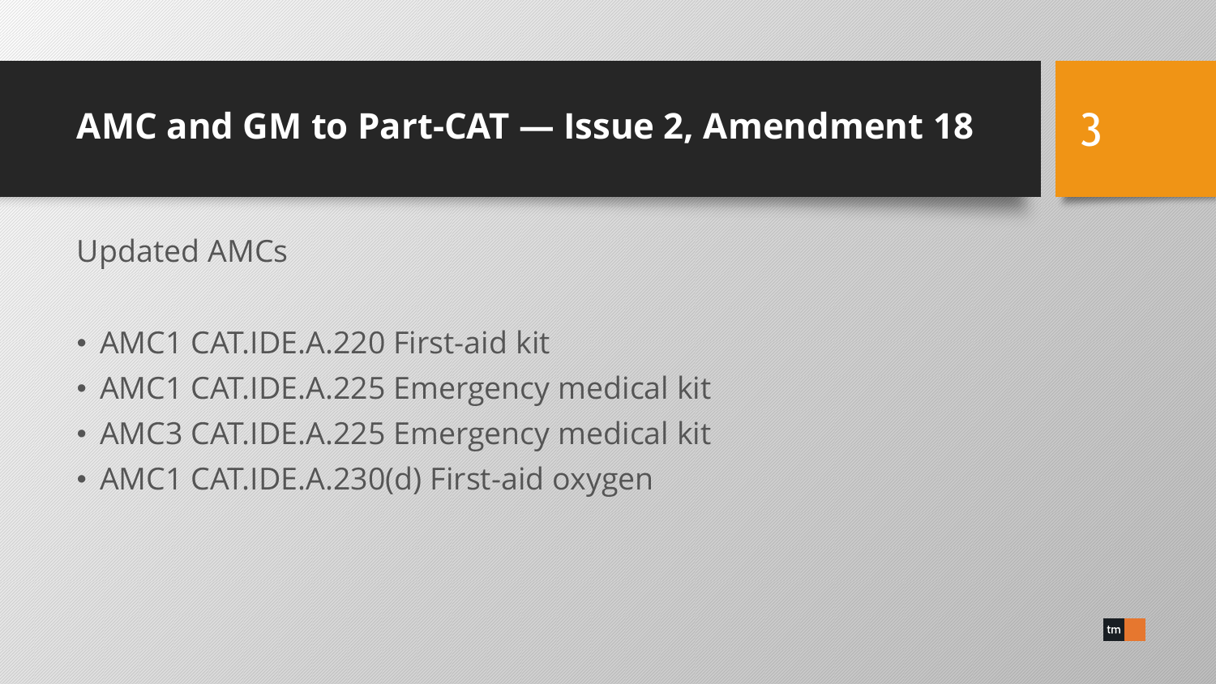# AMC and GM to Part-CAT — Issue 2, Amendment 18

Updated AMCs

- AMC1 CAT.IDE.A.220 First-aid kit
- AMC1 CAT.IDE.A.225 Emergency medical kit
- AMC3 CAT.IDE.A.225 Emergency medical kit
- AMC1 CAT.IDE.A.230(d) First-aid oxygen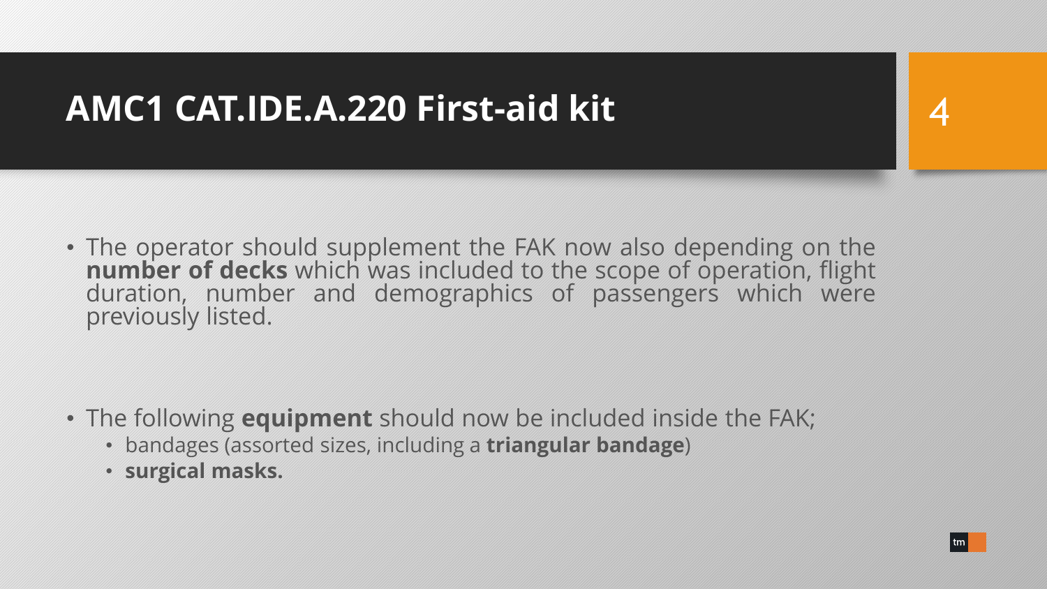# AMC1 CAT.IDE.A.220 First-aid kit

- The operator should supplement the FAK now also depending on the **number of decks** which was included to the scope of operation, flight duration, number and demographics of passengers which were previously listed.

- The following **equipment** should now be included inside the FAK;
  - bandages (assorted sizes, including a **triangular bandage**)
  - **surgical masks.**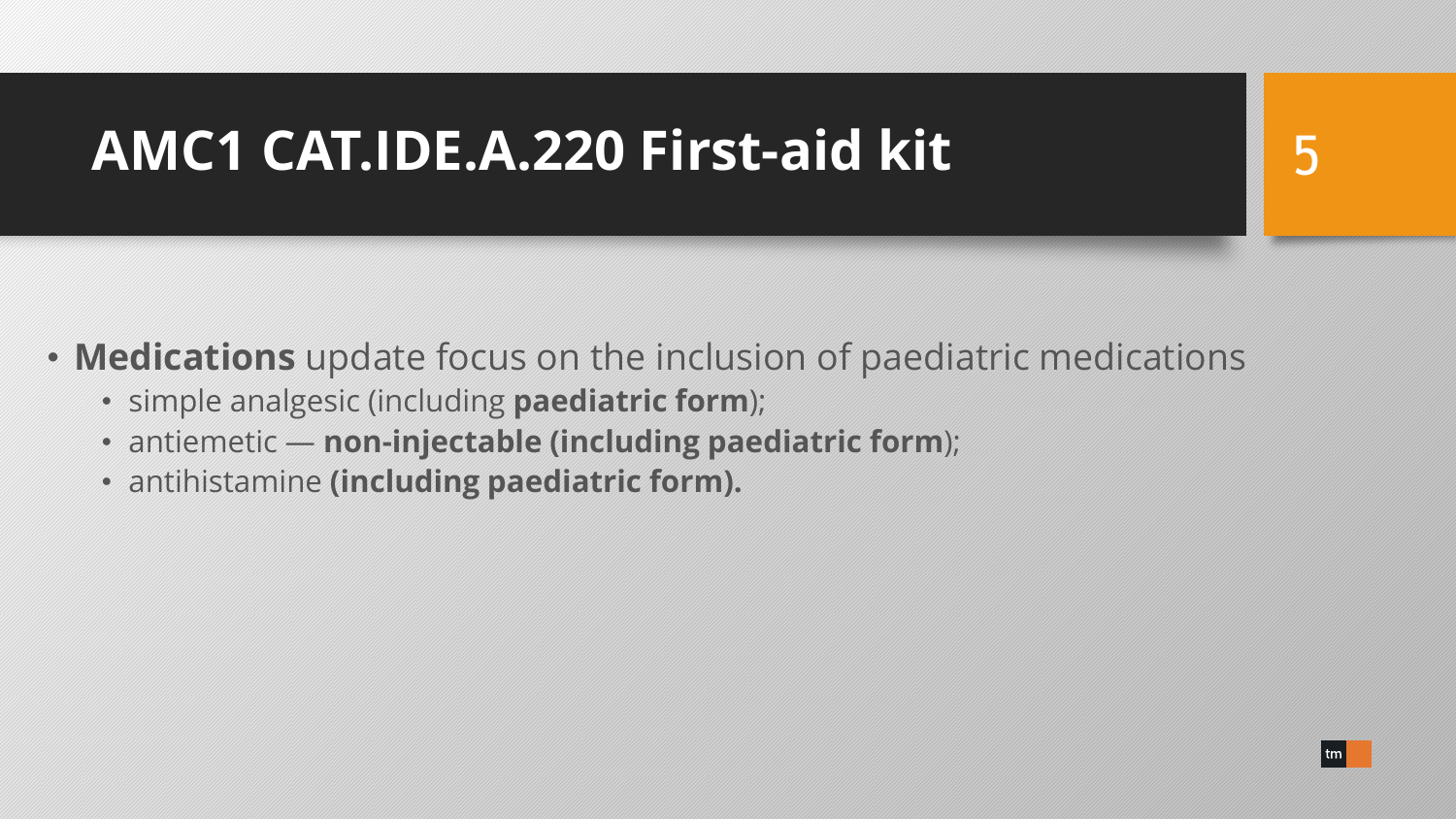# AMC1 CAT.IDE.A.220 First-aid kit

- **Medications** update focus on the inclusion of paediatric medications
  - simple analgesic (including **paediatric form**);
  - antiemetic — **non-injectable (including paediatric form**);
  - antihistamine **(including paediatric form).**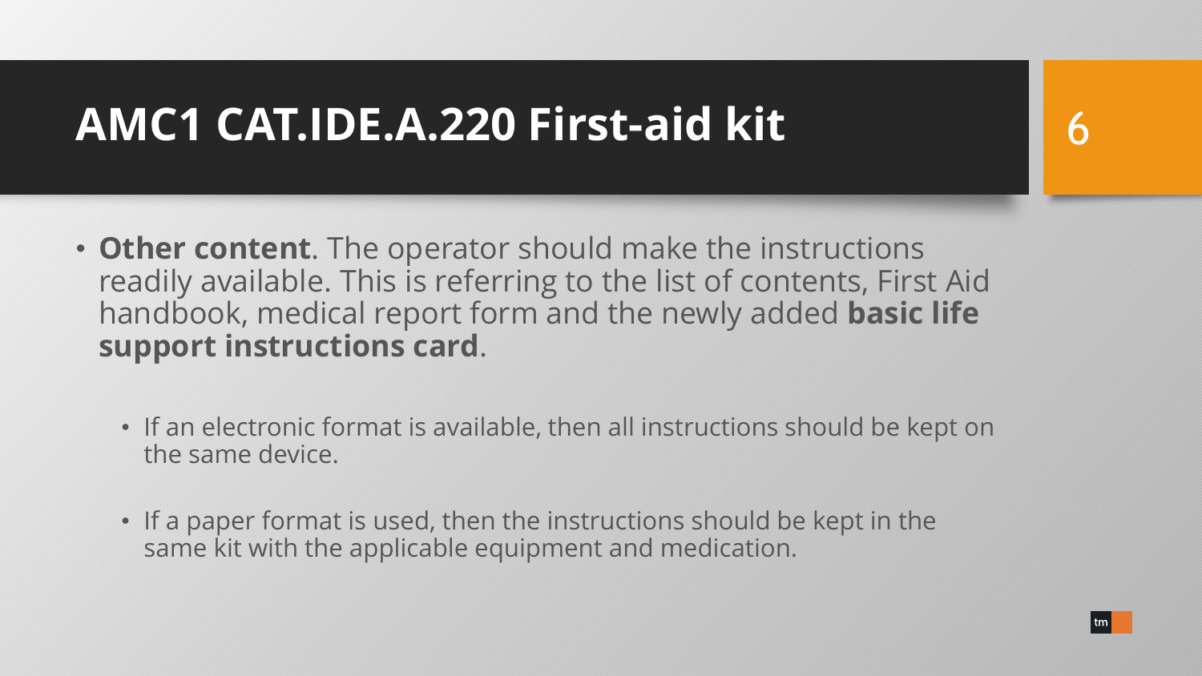# AMC1 CAT.IDE.A.220 First-aid kit

- **Other content**. The operator should make the instructions readily available. This is referring to the list of contents, First Aid handbook, medical report form and the newly added **basic life support instructions card**.
  - If an electronic format is available, then all instructions should be kept on the same device.
  - If a paper format is used, then the instructions should be kept in the same kit with the applicable equipment and medication.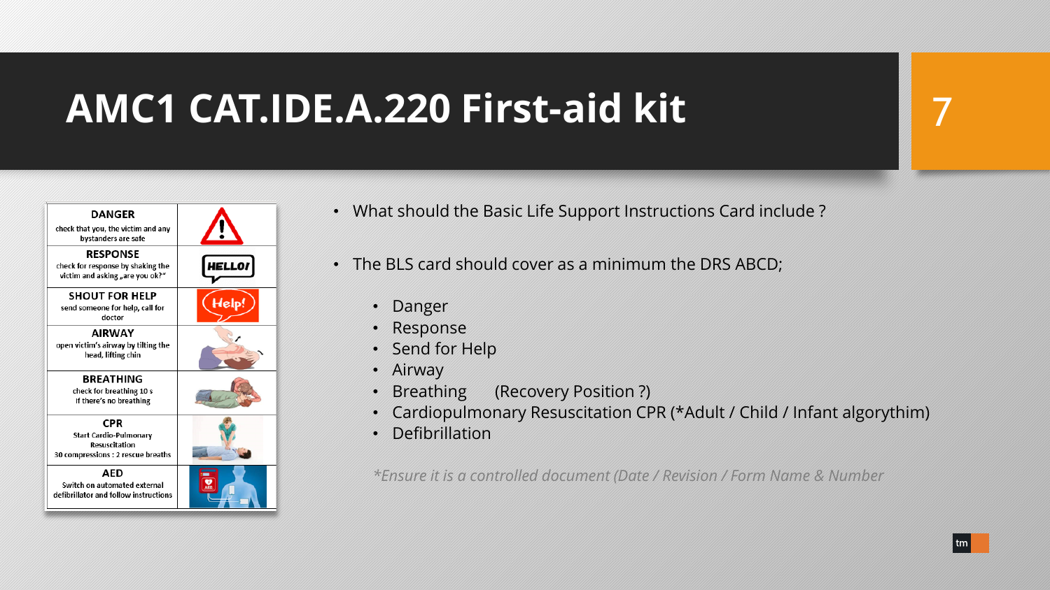# AMC1 CAT.IDE.A.220 First-aid kit

| | |
|---|---|
| **DANGER**<br>check that you, the victim and any bystanders are safe | |
| **RESPONSE**<br>check for response by shaking the victim and asking „are you ok?" | |
| **SHOUT FOR HELP**<br>send someone for help, call for doctor | |
| **AIRWAY**<br>open victim's airway by tilting the head, lifting chin | |
| **BREATHING**<br>check for breathing 10 s<br>If there's no breathing | |
| **CPR**<br>Start Cardio-Pulmonary Resuscitation<br>30 compressions : 2 rescue breaths | |
| **AED**<br>Switch on automated external defibrillator and follow instructions | |

- What should the Basic Life Support Instructions Card include ?
- The BLS card should cover as a minimum the DRS ABCD;
  - Danger
  - Response
  - Send for Help
  - Airway
  - Breathing (Recovery Position ?)
  - Cardiopulmonary Resuscitation CPR (*Adult / Child / Infant algorythim)
  - Defibrillation

*\*Ensure it is a controlled document (Date / Revision / Form Name & Number*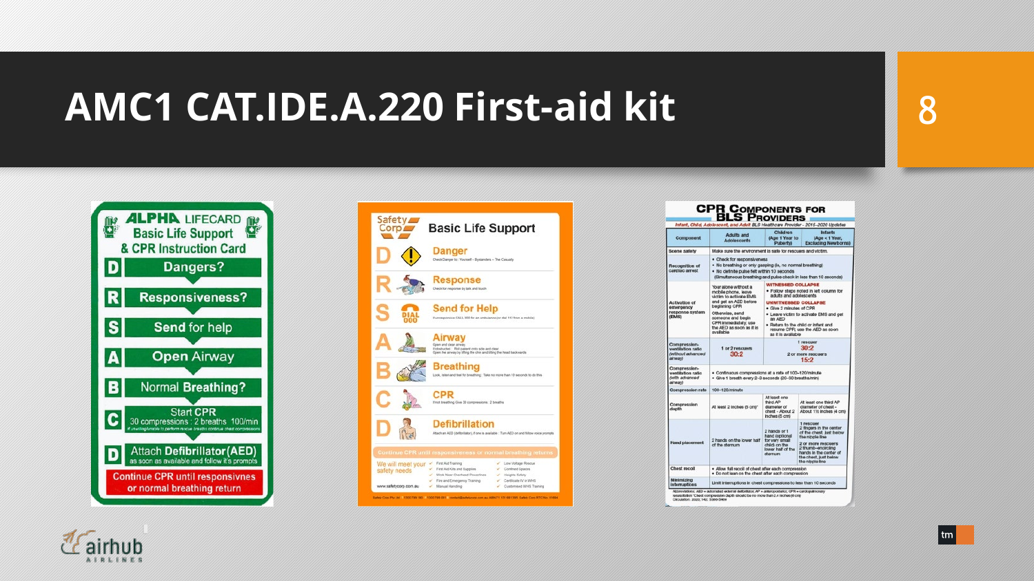# AMC1 CAT.IDE.A.220 First-aid kit

## ALPHA LIFECARD
**Basic Life Support & CPR Instruction Card**

- **D** Dangers?
- **R** Responsiveness?
- **S** Send for help
- **A** Open Airway
- **B** Normal Breathing?
- **C** Start CPR — 30 compressions : 2 breaths 100/min
  *If unwilling/unable to perform rescue breaths continue chest compressions*
- **D** Attach Defibrillator (AED) as soon as available and follow it's prompts

**Continue CPR until responsivnes or normal breathing return**

## Safety Corp — Basic Life Support

- **D — Danger**: Check Danger to: Yourself – Bystanders – The Casualty
- **R — Response**: Check for response by talk and touch
- **S — Send for Help**: For emergencies CALL 000 for an ambulance (or dial 112 from a mobile)
- **A — Airway**: Open and clear airway. Obstructed: Roll patient onto side and clear. Open the airway by lifting the chin and tilting the head backwards
- **B — Breathing**: Look, listen and feel for breathing. Take no more than 10 seconds to do this
- **C — CPR**: If not breathing Give 30 compressions : 2 breaths
- **D — Defibrillation**: Attach an AED (defibrillator), if one is available. Turn AED on and follow voice prompts

**Continue CPR until responsiveness or normal breathing returns**

We will meet your safety needs:
- First Aid Training
- First Aid Kits and Supplies
- Work Near Overhead Powerlines
- Fire and Emergency Training
- Manual Handling
- Low Voltage Rescue
- Confined Spaces
- Heights Safety
- Certificate IV in WHS
- Customised WHS Training

www.safetycorp.com.au

## CPR Components for BLS Providers
*Infant, Child, Adolescent, and Adult BLS Healthcare Provider – 2015–2020 Updates*

| Component | Adults and Adolescents | Children (Age 1 Year to Puberty) | Infants (Age < 1 Year, Excluding Newborns) |
|---|---|---|---|
| Scene safety | Make sure the environment is safe for rescuers and victim. | | |
| Recognition of cardiac arrest | • Check for responsiveness • No breathing or only gasping (ie, no normal breathing) • No definite pulse felt within 10 seconds (Simultaneous breathing and pulse check in less than 10 seconds) | | |
| Activation of emergency response system (EMS) | If you are alone without a mobile phone, leave victim to activate EMS and get an AED before beginning CPR. Otherwise, send someone and begin CPR immediately; use the AED as soon as it is available | **Witnessed collapse** • Follow steps noted in left column for adults and adolescents **Unwitnessed collapse** • Give 2 minutes of CPR • Leave victim to activate EMS and get an AED • Return to the child or infant and resume CPR; use the AED as soon as it is available | |
| Compression-ventilation ratio (without advanced airway) | 1 or 2 rescuers 30:2 | 1 rescuer 30:2; 2 or more rescuers 15:2 | |
| Compression-ventilation ratio (with advanced airway) | • Continuous compressions at a rate of 100–120/minute • Give 1 breath every 2–3 seconds (20–30 breaths/min) | | |
| Compression rate | 100–120/minute | | |
| Compression depth | At least 2 inches (5 cm)* | At least one third AP diameter of chest – About 2 inches (5 cm) | At least one third AP diameter of chest – About 1½ inches (4 cm) |
| Hand placement | 2 hands on the lower half of the sternum | 2 hands or 1 hand (optional for very small child) on the lower half of the sternum | 1 rescuer: 2 fingers in the center of the chest, just below the nipple line; 2 or more rescuers: 2 thumb–encircling hands in the center of the chest, just below the nipple line |
| Chest recoil | • Allow full recoil of chest after each compression • Do not lean on the chest after each compression | | |
| Minimizing interruptions | Limit interruptions in chest compressions to less than 10 seconds | | |

Abbreviations: AED = automated external defibrillator; AP = anteroposterior; CPR = cardiopulmonary resuscitation. *Chest compression depth should be no more than 2.4 inches (6 cm). Circulation. 2020; 142: S366–S468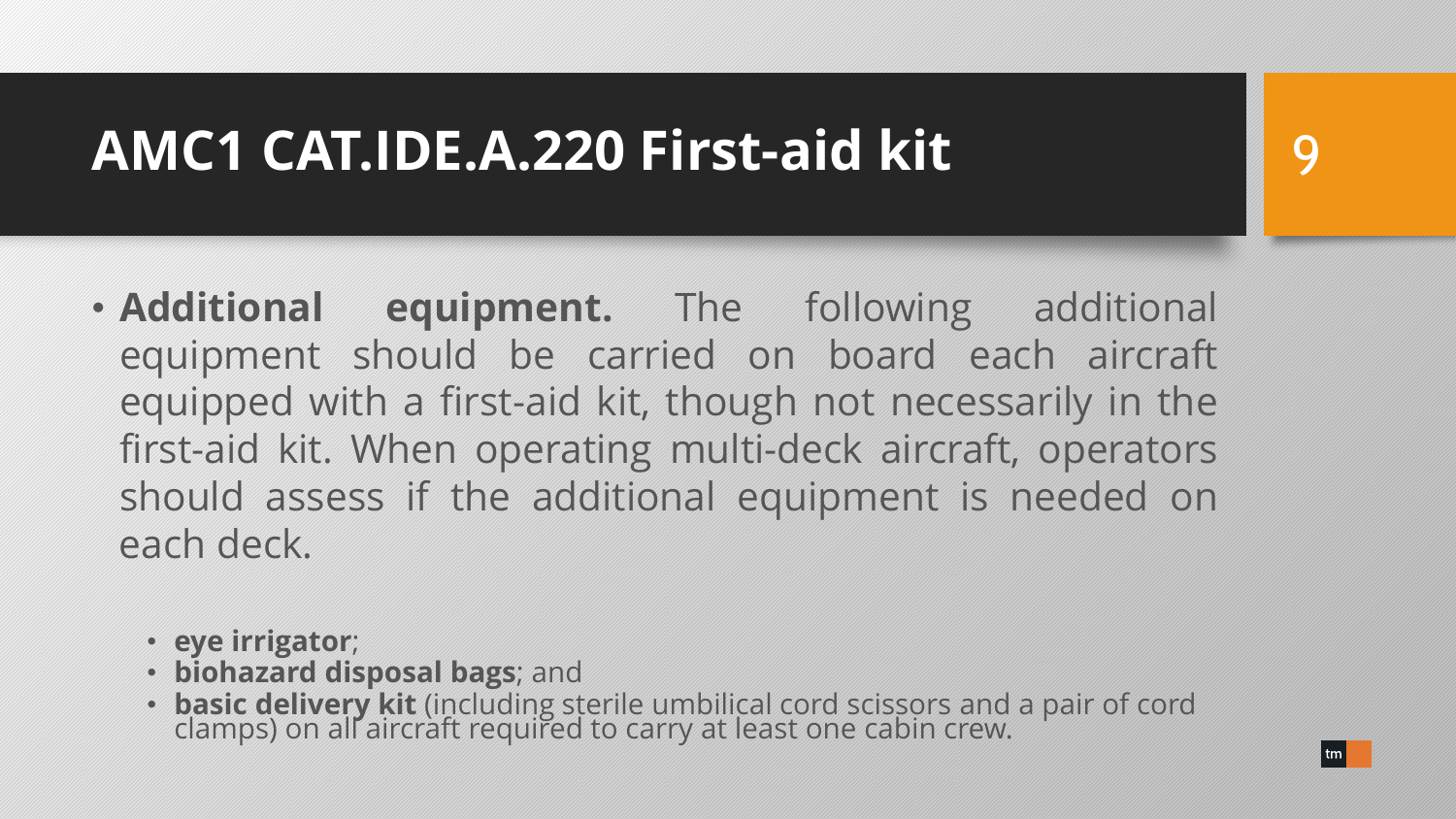# AMC1 CAT.IDE.A.220 First-aid kit

- **Additional equipment.** The following additional equipment should be carried on board each aircraft equipped with a first-aid kit, though not necessarily in the first-aid kit. When operating multi-deck aircraft, operators should assess if the additional equipment is needed on each deck.
  - **eye irrigator**;
  - **biohazard disposal bags**; and
  - **basic delivery kit** (including sterile umbilical cord scissors and a pair of cord clamps) on all aircraft required to carry at least one cabin crew.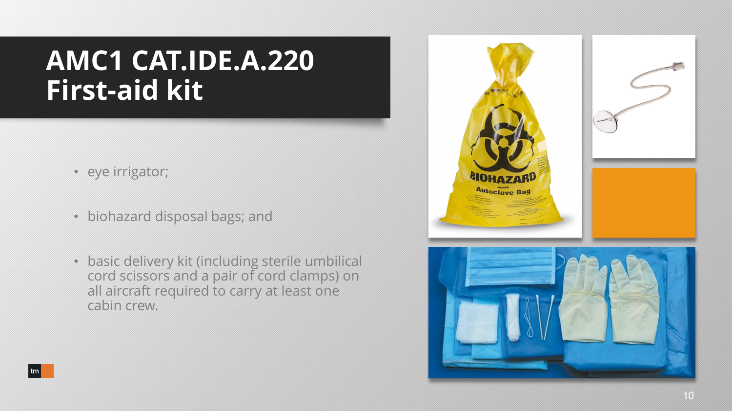# AMC1 CAT.IDE.A.220 First-aid kit

- eye irrigator;
- biohazard disposal bags; and
- basic delivery kit (including sterile umbilical cord scissors and a pair of cord clamps) on all aircraft required to carry at least one cabin crew.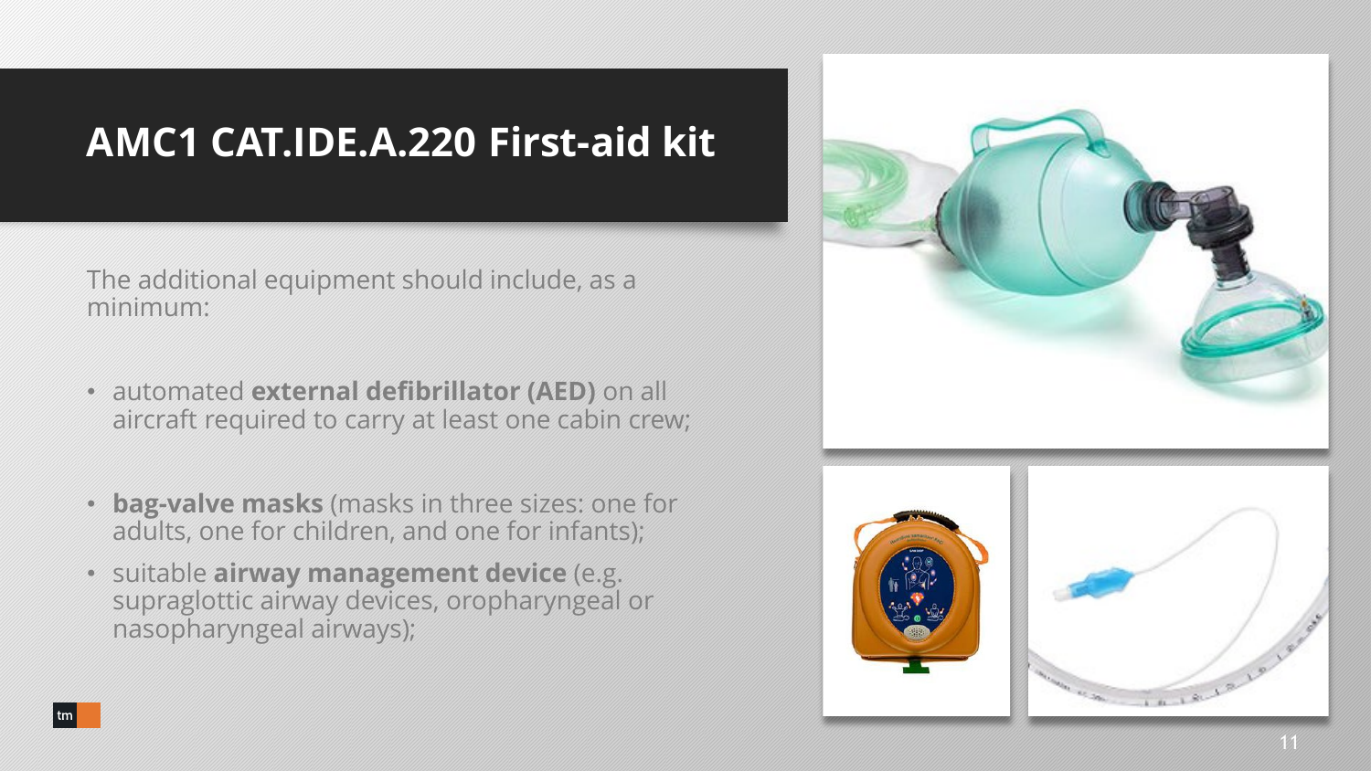# AMC1 CAT.IDE.A.220 First-aid kit

The additional equipment should include, as a minimum:

- automated **external defibrillator (AED)** on all aircraft required to carry at least one cabin crew;
- **bag-valve masks** (masks in three sizes: one for adults, one for children, and one for infants);
- suitable **airway management device** (e.g. supraglottic airway devices, oropharyngeal or nasopharyngeal airways);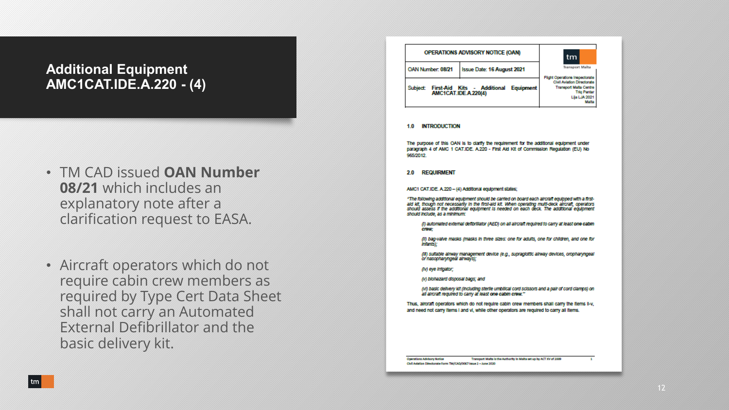# Additional Equipment AMC1CAT.IDE.A.220 - (4)

- TM CAD issued **OAN Number 08/21** which includes an explanatory note after a clarification request to EASA.

- Aircraft operators which do not require cabin crew members as required by Type Cert Data Sheet shall not carry an Automated External Defibrillator and the basic delivery kit.

| OPERATIONS ADVISORY NOTICE (OAN) | | tm Transport Malta |
|---|---|---|
| OAN Number: 08/21 | Issue Date: 16 August 2021 | Flight Operations Inspectorate<br>Civil Aviation Directorate<br>Transport Malta Centre<br>Triq Pantar<br>Lija LJA 2021<br>Malta |
| Subject: First-Aid Kits - Additional Equipment AMC1CAT.IDE.A.220(4) | | |

**1.0 INTRODUCTION**

The purpose of this OAN is to clarify the requirement for the additional equipment under paragraph 4 of AMC 1 CAT.IDE. A.220 - First Aid Kit of Commission Regulation (EU) No 965/2012.

**2.0 REQUIRMENT**

AMC1 CAT.IDE. A.220 – (4) Additional equipment states;

*"The following additional equipment should be carried on board each aircraft equipped with a first-aid kit, though not necessarily in the first-aid kit. When operating multi-deck aircraft, operators should assess if the additional equipment is needed on each deck. The additional equipment should include, as a minimum:*

*(i) automated external defibrillator (AED) on all aircraft required to carry at least* ***one cabin crew;***

*(ii) bag-valve masks (masks in three sizes: one for adults, one for children, and one for infants);*

*(iii) suitable airway management device (e.g., supraglottic airway devices, oropharyngeal or nasopharyngeal airways);*

*(iv) eye irrigator;*

*(v) biohazard disposal bags; and*

*(vi) basic delivery kit (including sterile umbilical cord scissors and a pair of cord clamps) on all aircraft required to carry at least* ***one cabin crew."***

Thus, aircraft operators which do not require cabin crew members shall carry the items ii-v, and need not carry items i and vi, while other operators are required to carry all items.

Operations Advisory Notice — Transport Malta is the Authority in Malta set up by ACT XV of 2009
Civil Aviation Directorate Form TM/CAD/0067 Issue 2 – June 2020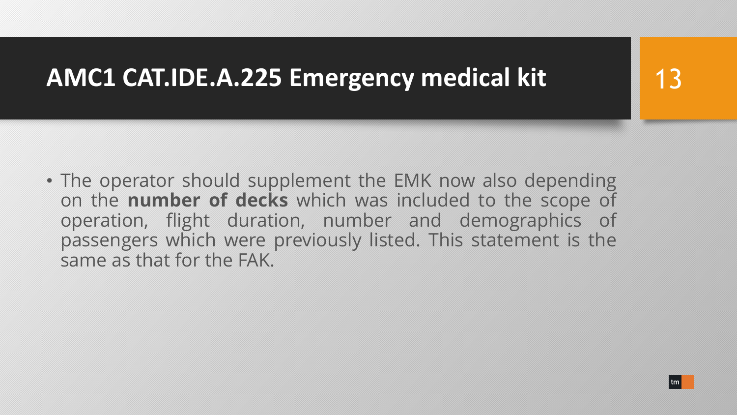# AMC1 CAT.IDE.A.225 Emergency medical kit

- The operator should supplement the EMK now also depending on the **number of decks** which was included to the scope of operation, flight duration, number and demographics of passengers which were previously listed. This statement is the same as that for the FAK.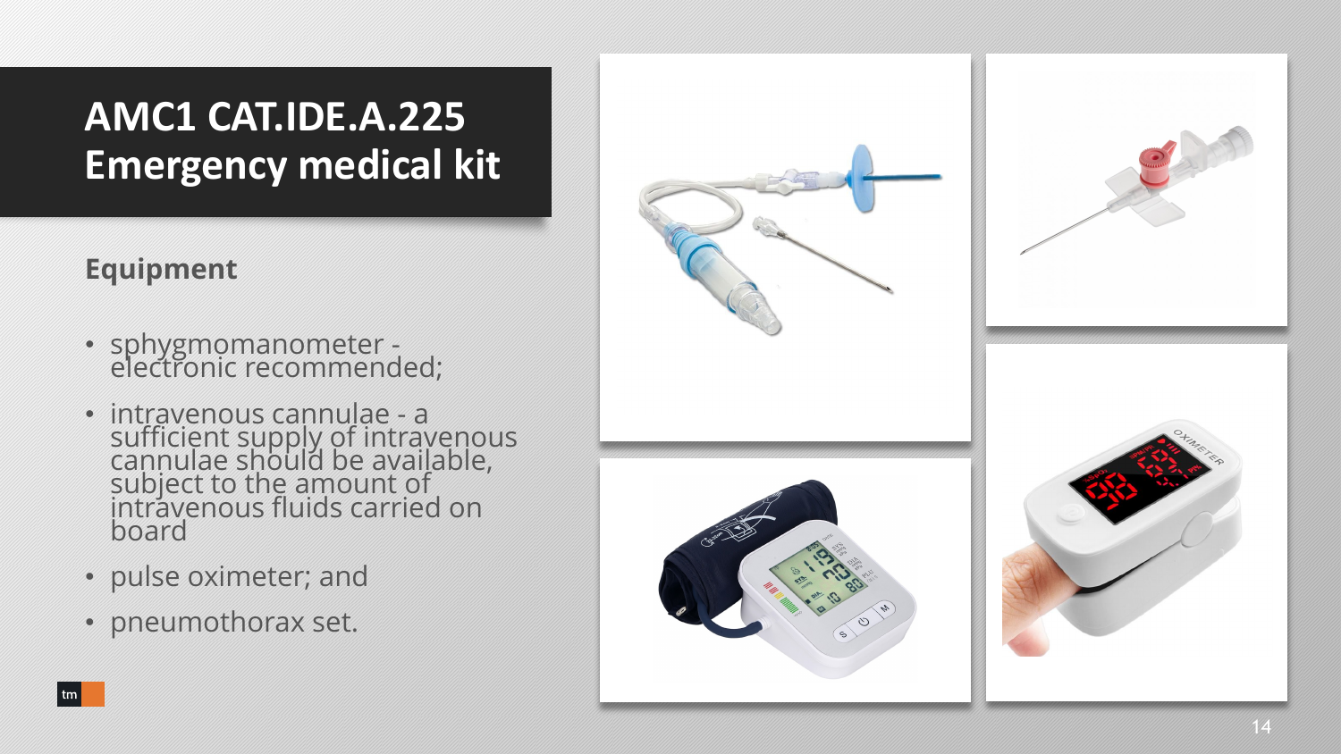# AMC1 CAT.IDE.A.225 Emergency medical kit

## Equipment

- sphygmomanometer - electronic recommended;
- intravenous cannulae - a sufficient supply of intravenous cannulae should be available, subject to the amount of intravenous fluids carried on board
- pulse oximeter; and
- pneumothorax set.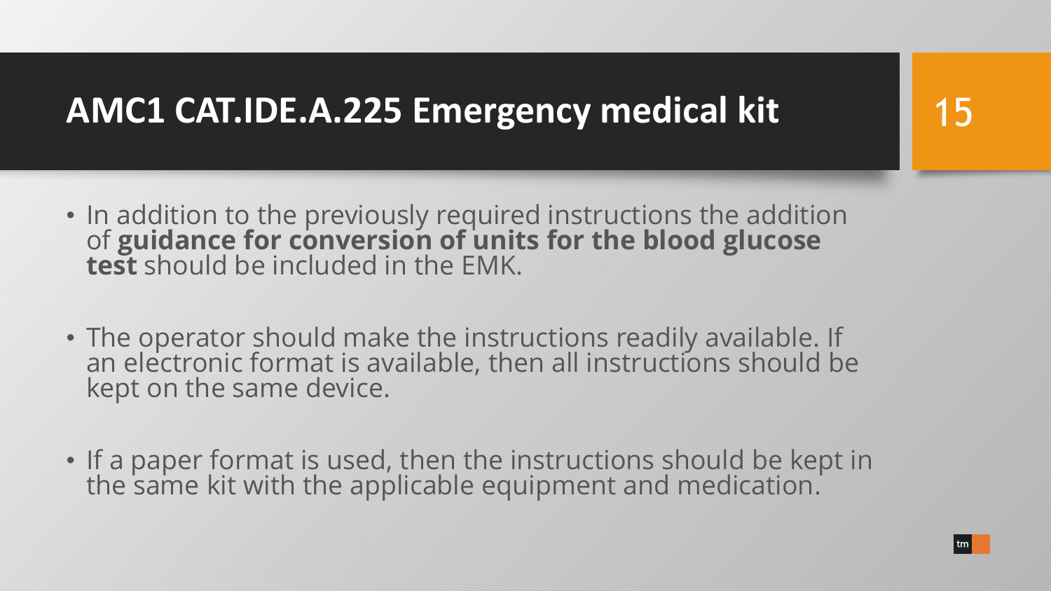# AMC1 CAT.IDE.A.225 Emergency medical kit

- In addition to the previously required instructions the addition of **guidance for conversion of units for the blood glucose test** should be included in the EMK.
- The operator should make the instructions readily available. If an electronic format is available, then all instructions should be kept on the same device.
- If a paper format is used, then the instructions should be kept in the same kit with the applicable equipment and medication.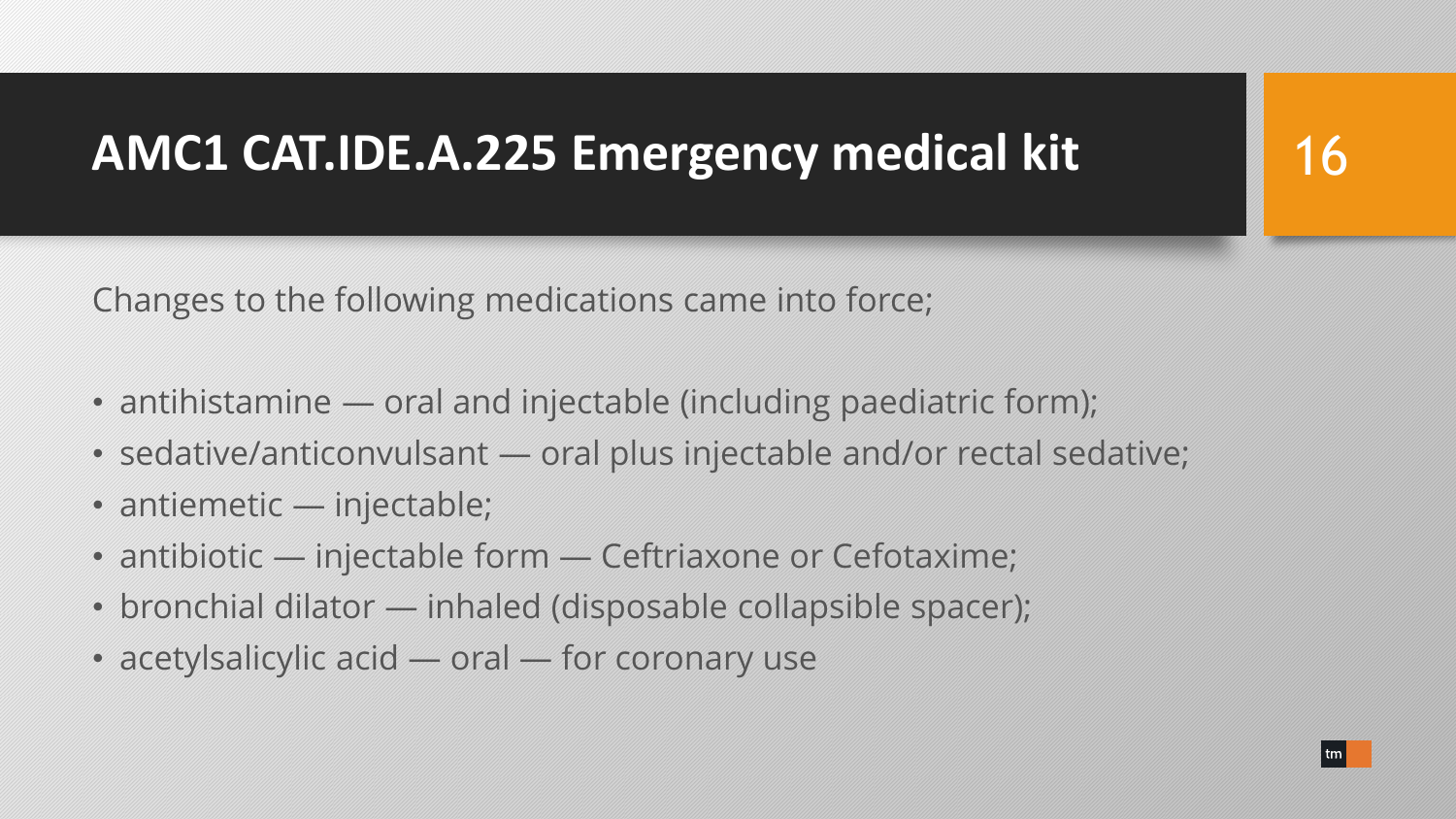# AMC1 CAT.IDE.A.225 Emergency medical kit

Changes to the following medications came into force;

- antihistamine — oral and injectable (including paediatric form);
- sedative/anticonvulsant — oral plus injectable and/or rectal sedative;
- antiemetic — injectable;
- antibiotic — injectable form — Ceftriaxone or Cefotaxime;
- bronchial dilator — inhaled (disposable collapsible spacer);
- acetylsalicylic acid — oral — for coronary use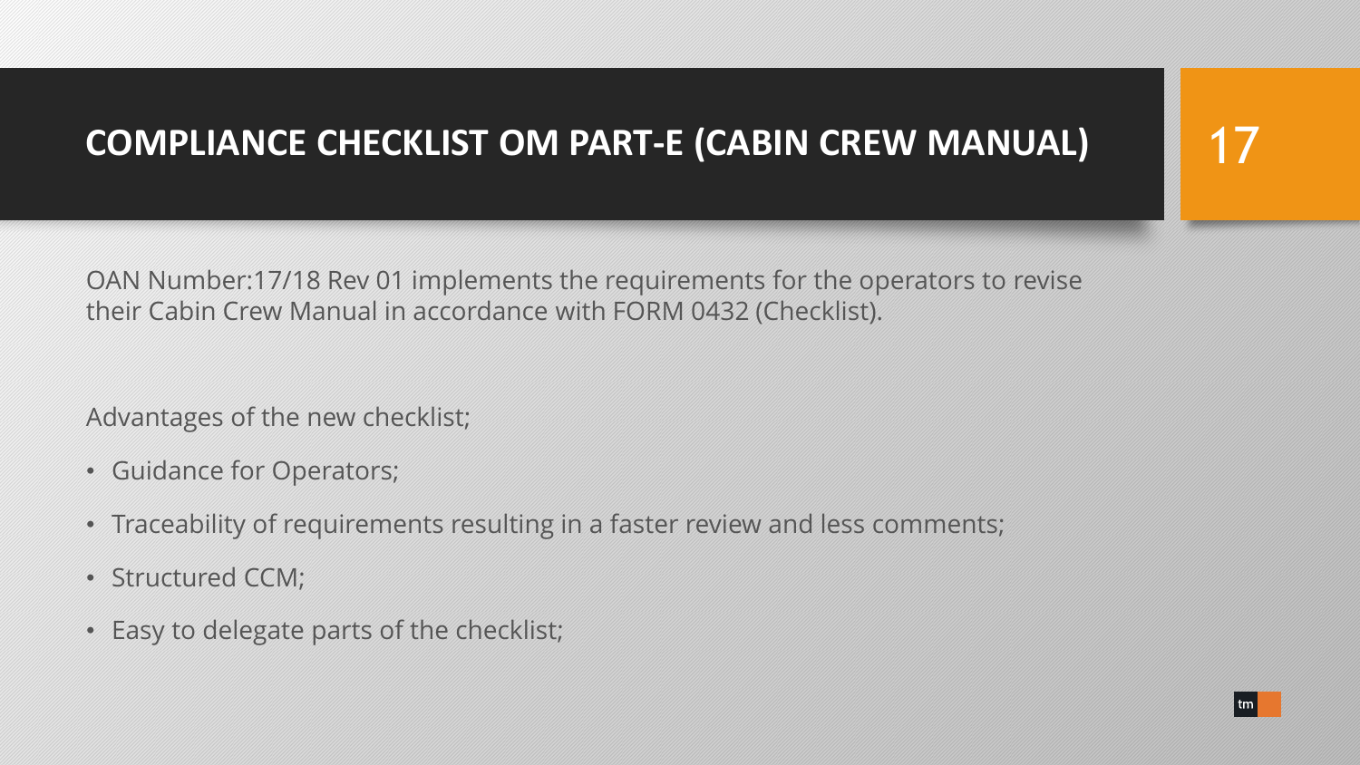# COMPLIANCE CHECKLIST OM PART-E (CABIN CREW MANUAL)

OAN Number:17/18 Rev 01 implements the requirements for the operators to revise their Cabin Crew Manual in accordance with FORM 0432 (Checklist).

Advantages of the new checklist;

- Guidance for Operators;
- Traceability of requirements resulting in a faster review and less comments;
- Structured CCM;
- Easy to delegate parts of the checklist;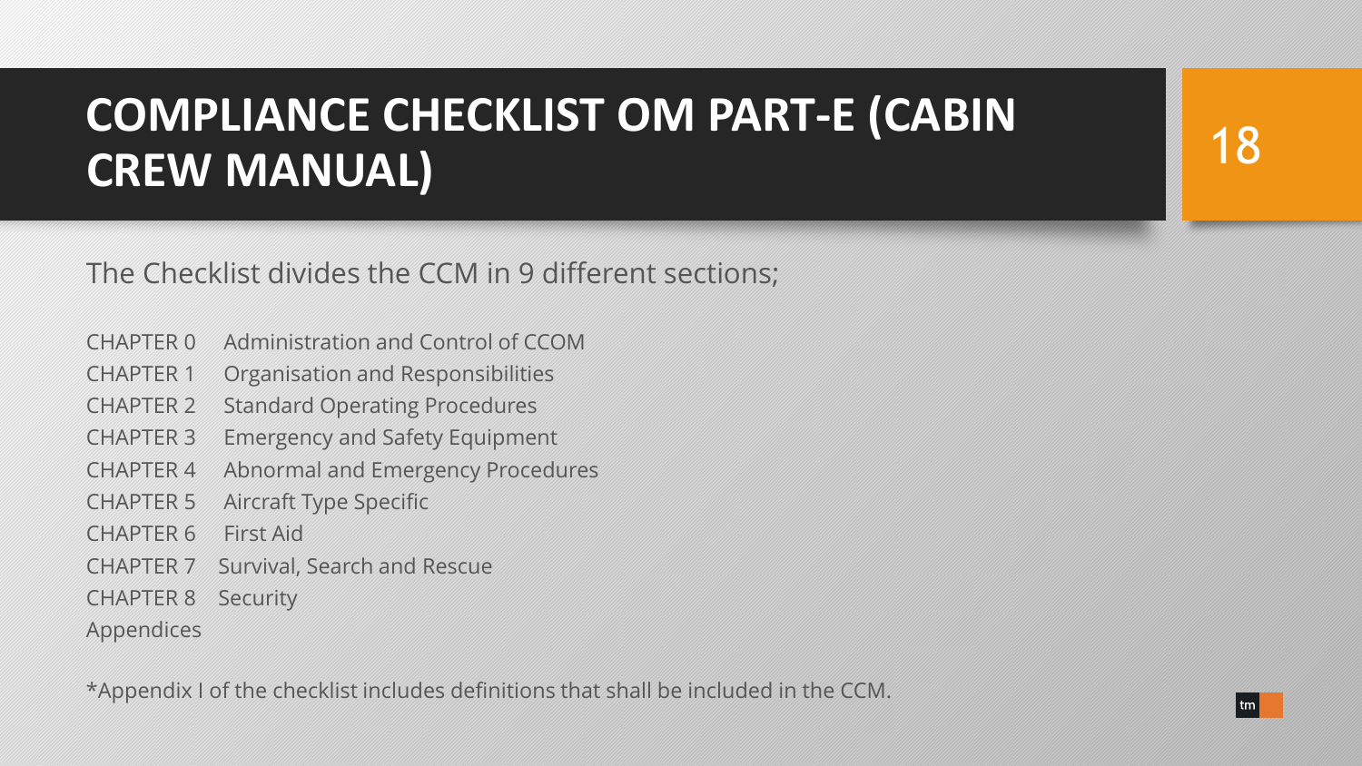# COMPLIANCE CHECKLIST OM PART-E (CABIN CREW MANUAL)

The Checklist divides the CCM in 9 different sections;

| | |
|---|---|
| CHAPTER 0 | Administration and Control of CCOM |
| CHAPTER 1 | Organisation and Responsibilities |
| CHAPTER 2 | Standard Operating Procedures |
| CHAPTER 3 | Emergency and Safety Equipment |
| CHAPTER 4 | Abnormal and Emergency Procedures |
| CHAPTER 5 | Aircraft Type Specific |
| CHAPTER 6 | First Aid |
| CHAPTER 7 | Survival, Search and Rescue |
| CHAPTER 8 | Security |
| Appendices | |

*Appendix I of the checklist includes definitions that shall be included in the CCM.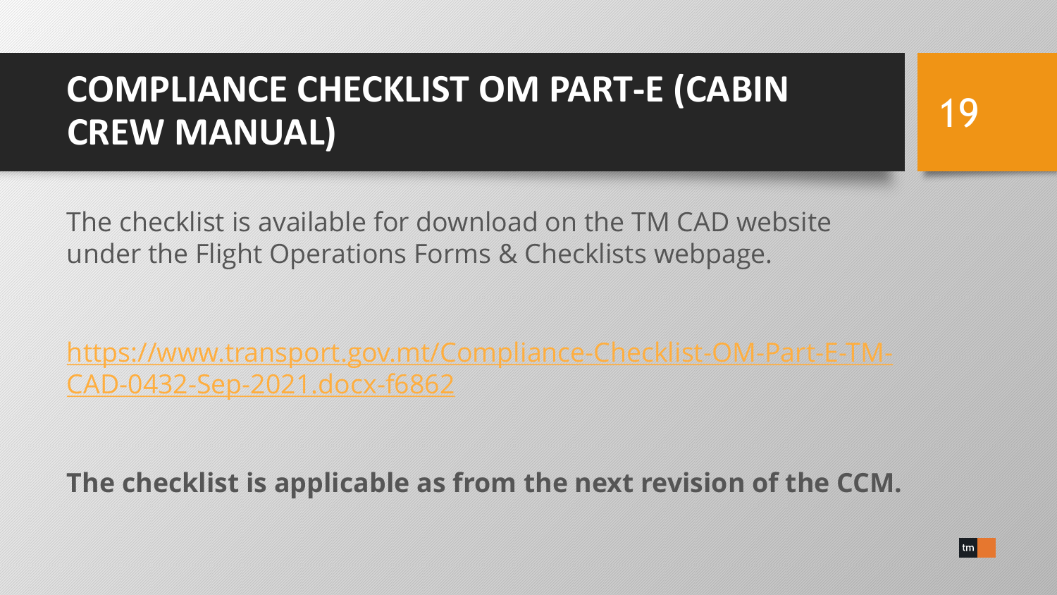# COMPLIANCE CHECKLIST OM PART-E (CABIN CREW MANUAL)

The checklist is available for download on the TM CAD website under the Flight Operations Forms & Checklists webpage.

[https://www.transport.gov.mt/Compliance-Checklist-OM-Part-E-TM-CAD-0432-Sep-2021.docx-f6862](https://www.transport.gov.mt/Compliance-Checklist-OM-Part-E-TM-CAD-0432-Sep-2021.docx-f6862)

**The checklist is applicable as from the next revision of the CCM.**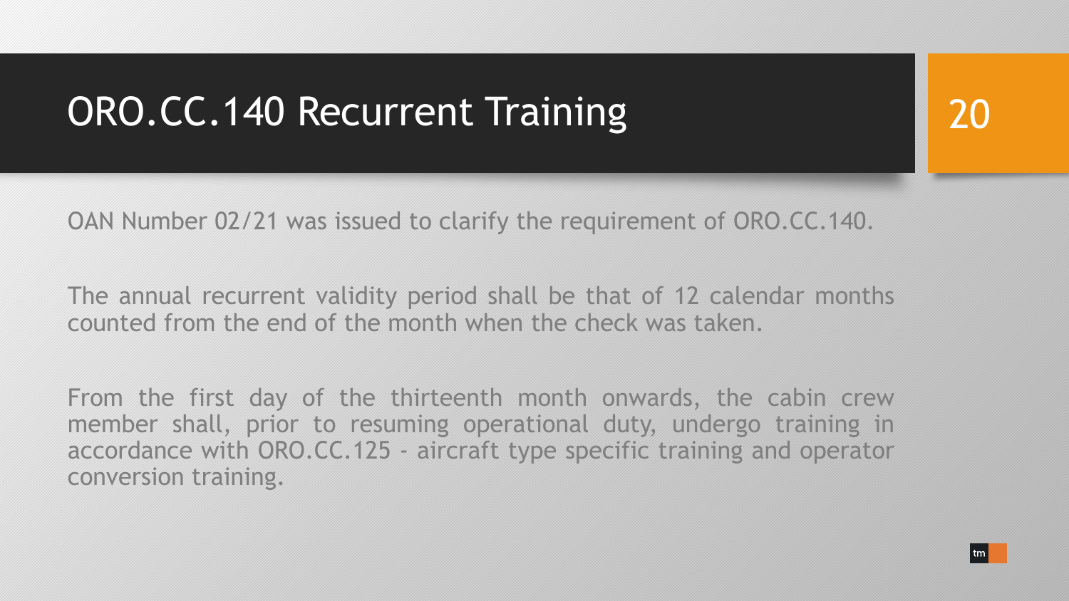# ORO.CC.140 Recurrent Training

OAN Number 02/21 was issued to clarify the requirement of ORO.CC.140.

The annual recurrent validity period shall be that of 12 calendar months counted from the end of the month when the check was taken.

From the first day of the thirteenth month onwards, the cabin crew member shall, prior to resuming operational duty, undergo training in accordance with ORO.CC.125 - aircraft type specific training and operator conversion training.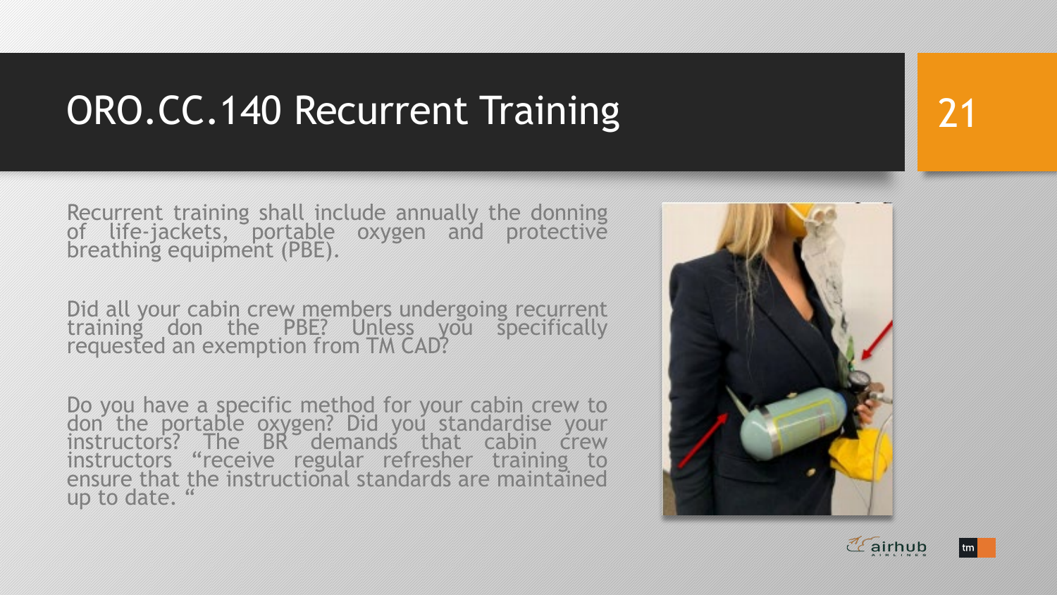# ORO.CC.140 Recurrent Training

Recurrent training shall include annually the donning of life-jackets, portable oxygen and protective breathing equipment (PBE).

Did all your cabin crew members undergoing recurrent training don the PBE? Unless you specifically requested an exemption from TM CAD?

Do you have a specific method for your cabin crew to don the portable oxygen? Did you standardise your instructors? The BR demands that cabin crew instructors "receive regular refresher training to ensure that the instructional standards are maintained up to date. "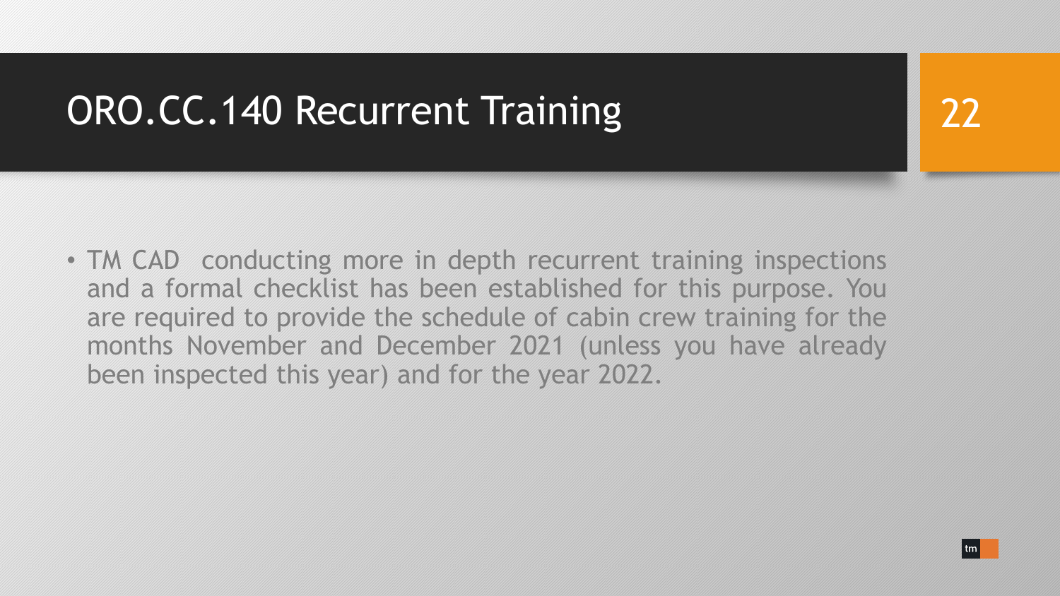# ORO.CC.140 Recurrent Training

- TM CAD conducting more in depth recurrent training inspections and a formal checklist has been established for this purpose. You are required to provide the schedule of cabin crew training for the months November and December 2021 (unless you have already been inspected this year) and for the year 2022.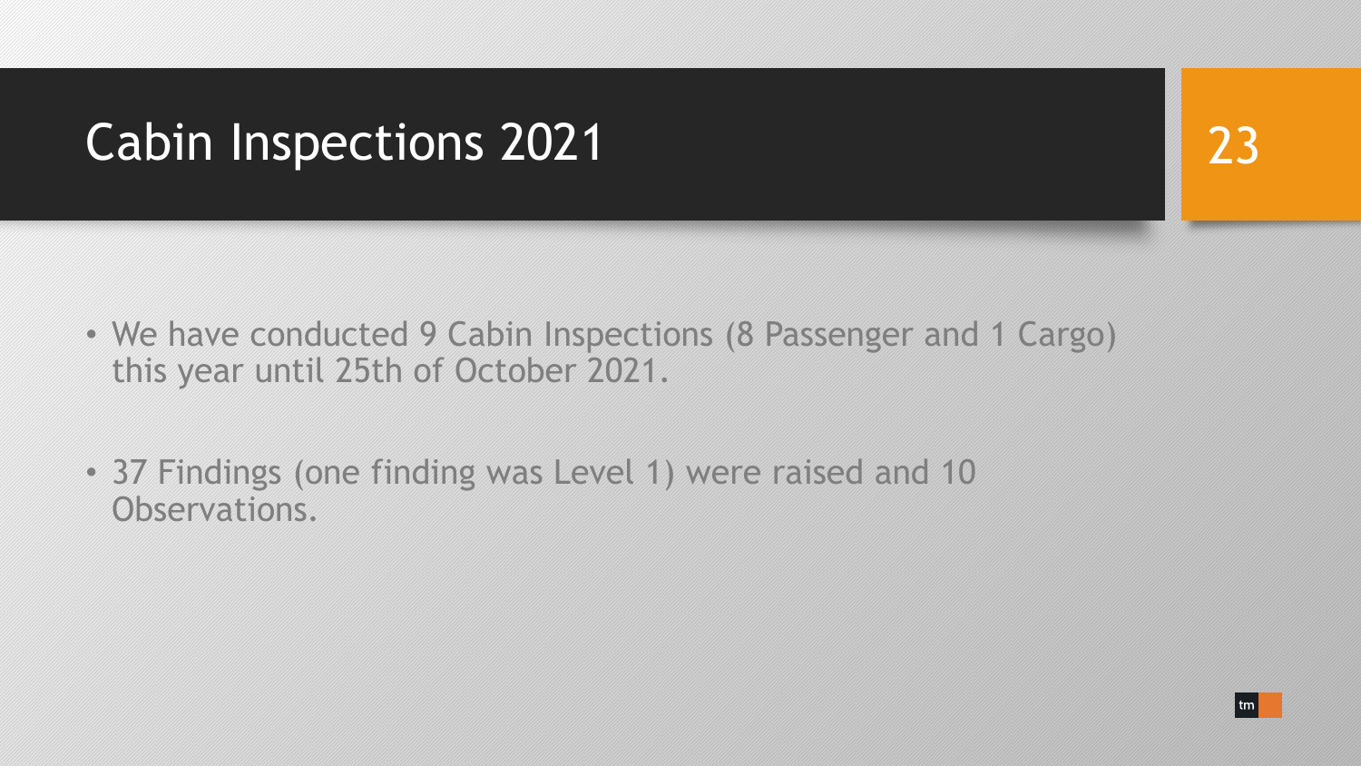# Cabin Inspections 2021

- We have conducted 9 Cabin Inspections (8 Passenger and 1 Cargo) this year until 25th of October 2021.
- 37 Findings (one finding was Level 1) were raised and 10 Observations.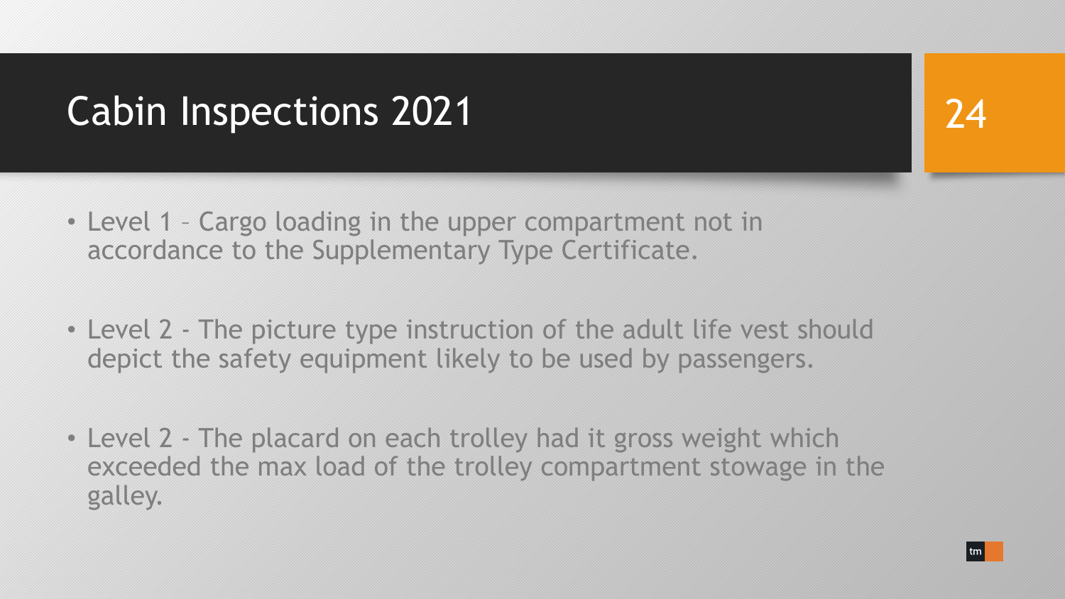# Cabin Inspections 2021

- Level 1 – Cargo loading in the upper compartment not in accordance to the Supplementary Type Certificate.
- Level 2 - The picture type instruction of the adult life vest should depict the safety equipment likely to be used by passengers.
- Level 2 - The placard on each trolley had it gross weight which exceeded the max load of the trolley compartment stowage in the galley.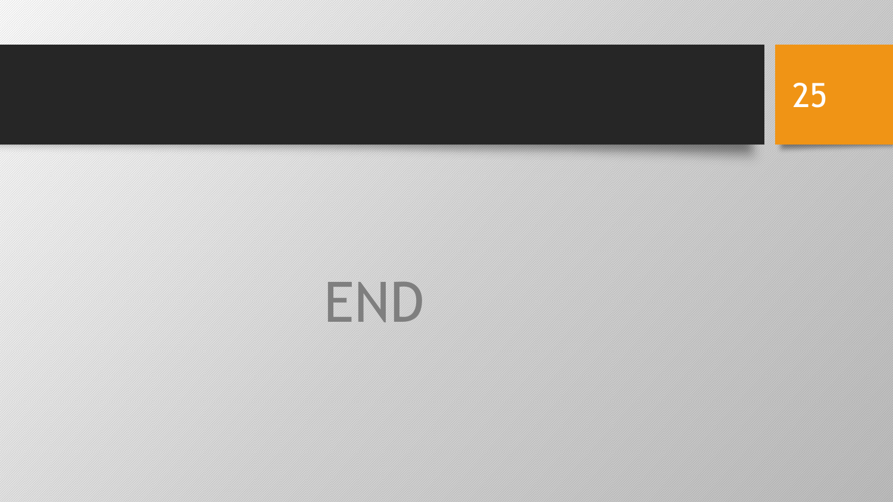END